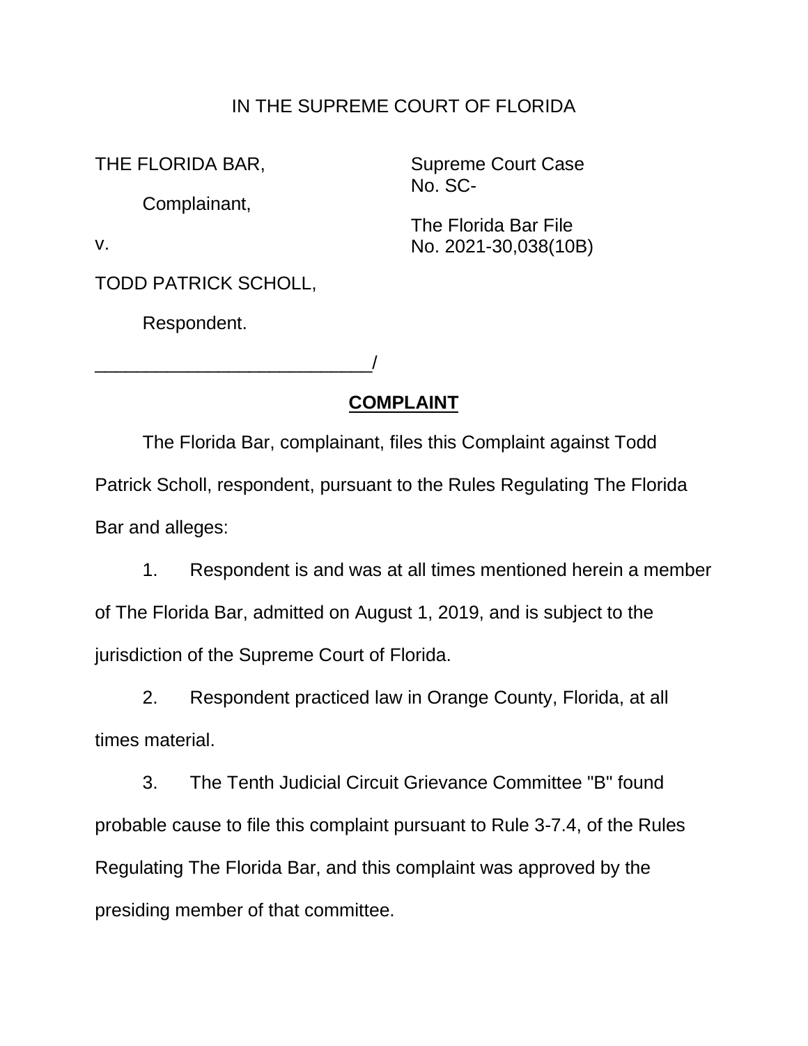IN THE SUPREME COURT OF FLORIDA

THE FLORIDA BAR,

Complainant,

v.

TODD PATRICK SCHOLL,

Respondent.

___________________________/

Supreme Court Case No. SC-

The Florida Bar File No. 2021-30,038(10B)

## COMPLAINT

The Florida Bar, complainant, files this Complaint against Todd Patrick Scholl, respondent, pursuant to the Rules Regulating The Florida Bar and alleges:

1. Respondent is and was at all times mentioned herein a member of The Florida Bar, admitted on August 1, 2019, and is subject to the jurisdiction of the Supreme Court of Florida.

2. Respondent practiced law in Orange County, Florida, at all times material.

3. The Tenth Judicial Circuit Grievance Committee "B" found probable cause to file this complaint pursuant to Rule 3-7.4, of the Rules Regulating The Florida Bar, and this complaint was approved by the presiding member of that committee.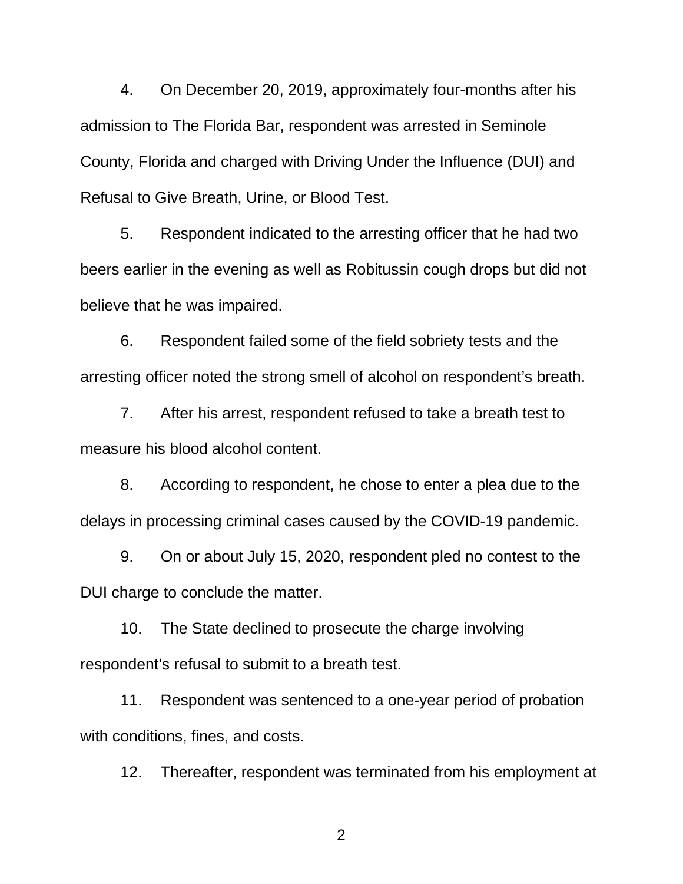4. On December 20, 2019, approximately four-months after his admission to The Florida Bar, respondent was arrested in Seminole County, Florida and charged with Driving Under the Influence (DUI) and Refusal to Give Breath, Urine, or Blood Test.

5. Respondent indicated to the arresting officer that he had two beers earlier in the evening as well as Robitussin cough drops but did not believe that he was impaired.

6. Respondent failed some of the field sobriety tests and the arresting officer noted the strong smell of alcohol on respondent's breath.

7. After his arrest, respondent refused to take a breath test to measure his blood alcohol content.

8. According to respondent, he chose to enter a plea due to the delays in processing criminal cases caused by the COVID-19 pandemic.

9. On or about July 15, 2020, respondent pled no contest to the DUI charge to conclude the matter.

10. The State declined to prosecute the charge involving respondent's refusal to submit to a breath test.

11. Respondent was sentenced to a one-year period of probation with conditions, fines, and costs.

12. Thereafter, respondent was terminated from his employment at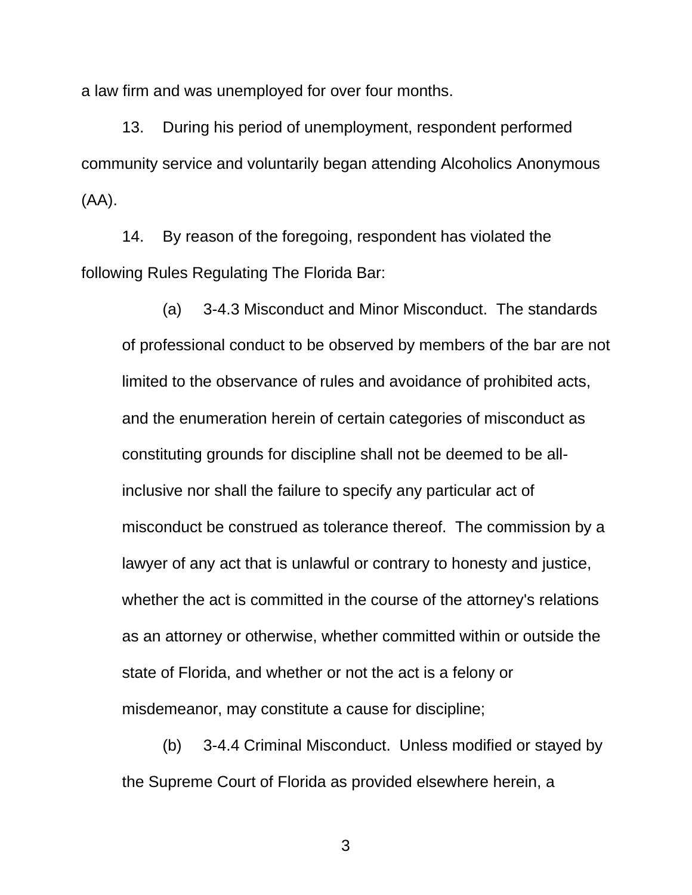a law firm and was unemployed for over four months.

13. During his period of unemployment, respondent performed community service and voluntarily began attending Alcoholics Anonymous (AA).

14. By reason of the foregoing, respondent has violated the following Rules Regulating The Florida Bar:

> (a) 3-4.3 Misconduct and Minor Misconduct. The standards of professional conduct to be observed by members of the bar are not limited to the observance of rules and avoidance of prohibited acts, and the enumeration herein of certain categories of misconduct as constituting grounds for discipline shall not be deemed to be all-inclusive nor shall the failure to specify any particular act of misconduct be construed as tolerance thereof. The commission by a lawyer of any act that is unlawful or contrary to honesty and justice, whether the act is committed in the course of the attorney's relations as an attorney or otherwise, whether committed within or outside the state of Florida, and whether or not the act is a felony or misdemeanor, may constitute a cause for discipline;
>
> (b) 3-4.4 Criminal Misconduct. Unless modified or stayed by the Supreme Court of Florida as provided elsewhere herein, a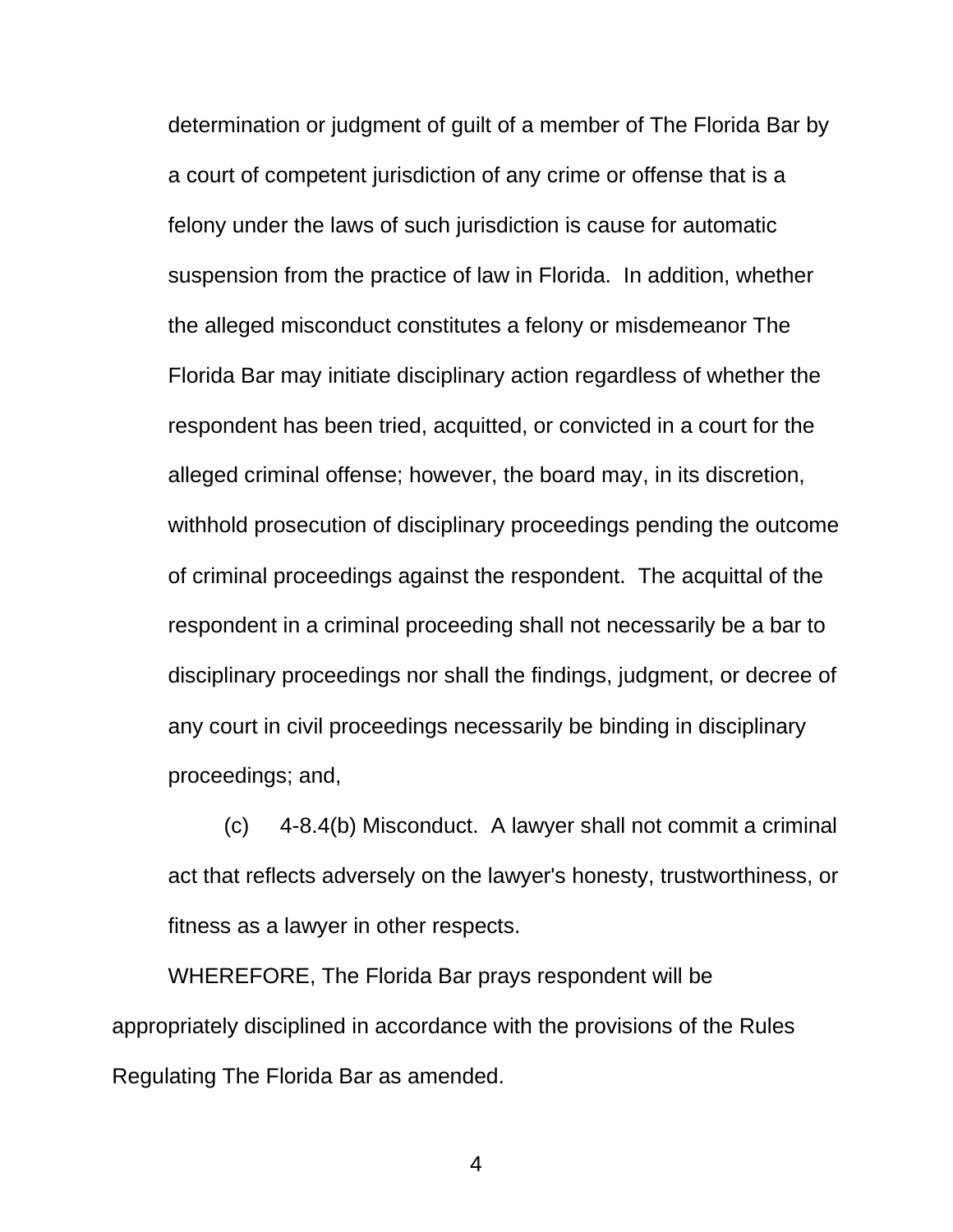determination or judgment of guilt of a member of The Florida Bar by a court of competent jurisdiction of any crime or offense that is a felony under the laws of such jurisdiction is cause for automatic suspension from the practice of law in Florida. In addition, whether the alleged misconduct constitutes a felony or misdemeanor The Florida Bar may initiate disciplinary action regardless of whether the respondent has been tried, acquitted, or convicted in a court for the alleged criminal offense; however, the board may, in its discretion, withhold prosecution of disciplinary proceedings pending the outcome of criminal proceedings against the respondent. The acquittal of the respondent in a criminal proceeding shall not necessarily be a bar to disciplinary proceedings nor shall the findings, judgment, or decree of any court in civil proceedings necessarily be binding in disciplinary proceedings; and,

(c) 4-8.4(b) Misconduct. A lawyer shall not commit a criminal act that reflects adversely on the lawyer's honesty, trustworthiness, or fitness as a lawyer in other respects.

WHEREFORE, The Florida Bar prays respondent will be appropriately disciplined in accordance with the provisions of the Rules Regulating The Florida Bar as amended.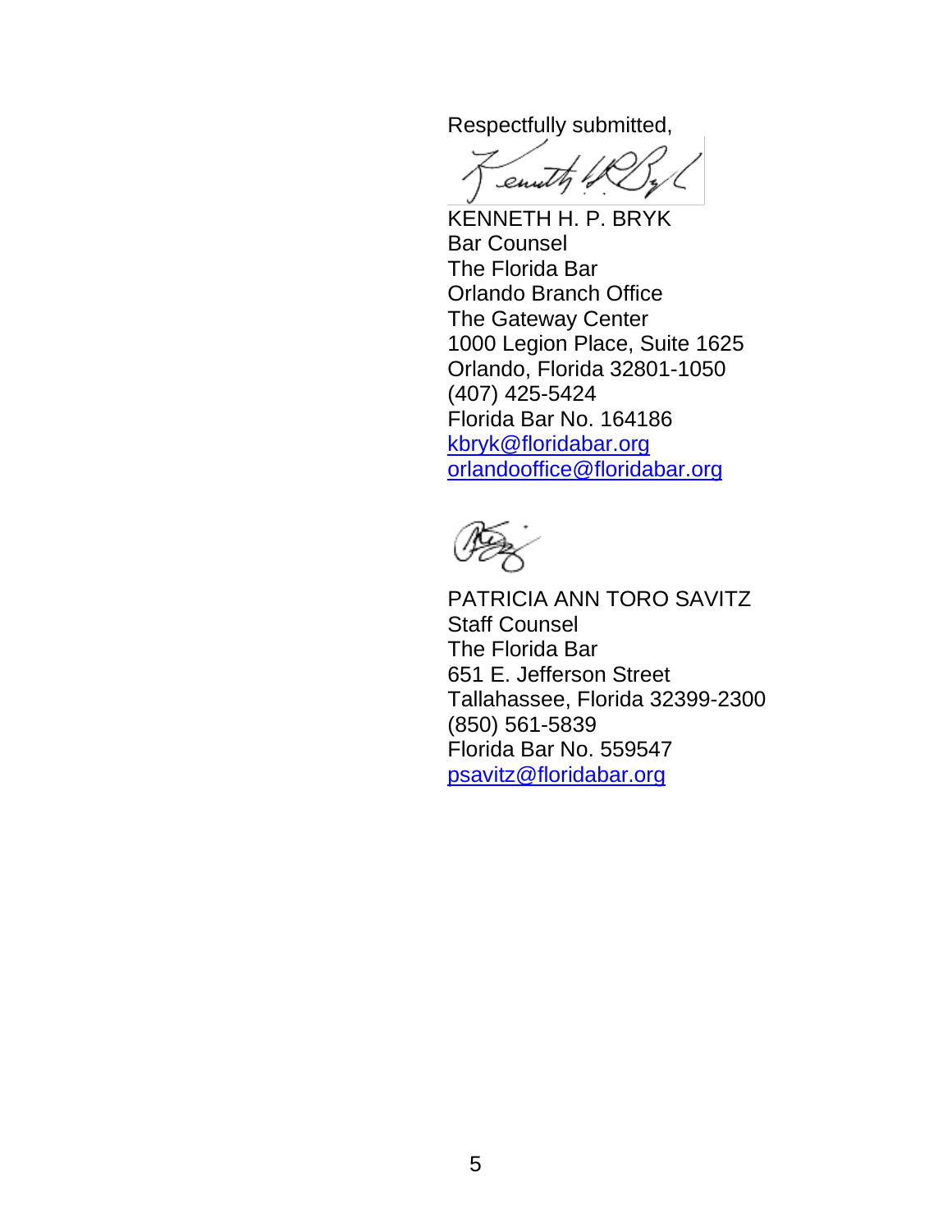Respectfully submitted,

KENNETH H. P. BRYK
Bar Counsel
The Florida Bar
Orlando Branch Office
The Gateway Center
1000 Legion Place, Suite 1625
Orlando, Florida 32801-1050
(407) 425-5424
Florida Bar No. 164186
kbryk@floridabar.org
orlandooffice@floridabar.org

PATRICIA ANN TORO SAVITZ
Staff Counsel
The Florida Bar
651 E. Jefferson Street
Tallahassee, Florida 32399-2300
(850) 561-5839
Florida Bar No. 559547
psavitz@floridabar.org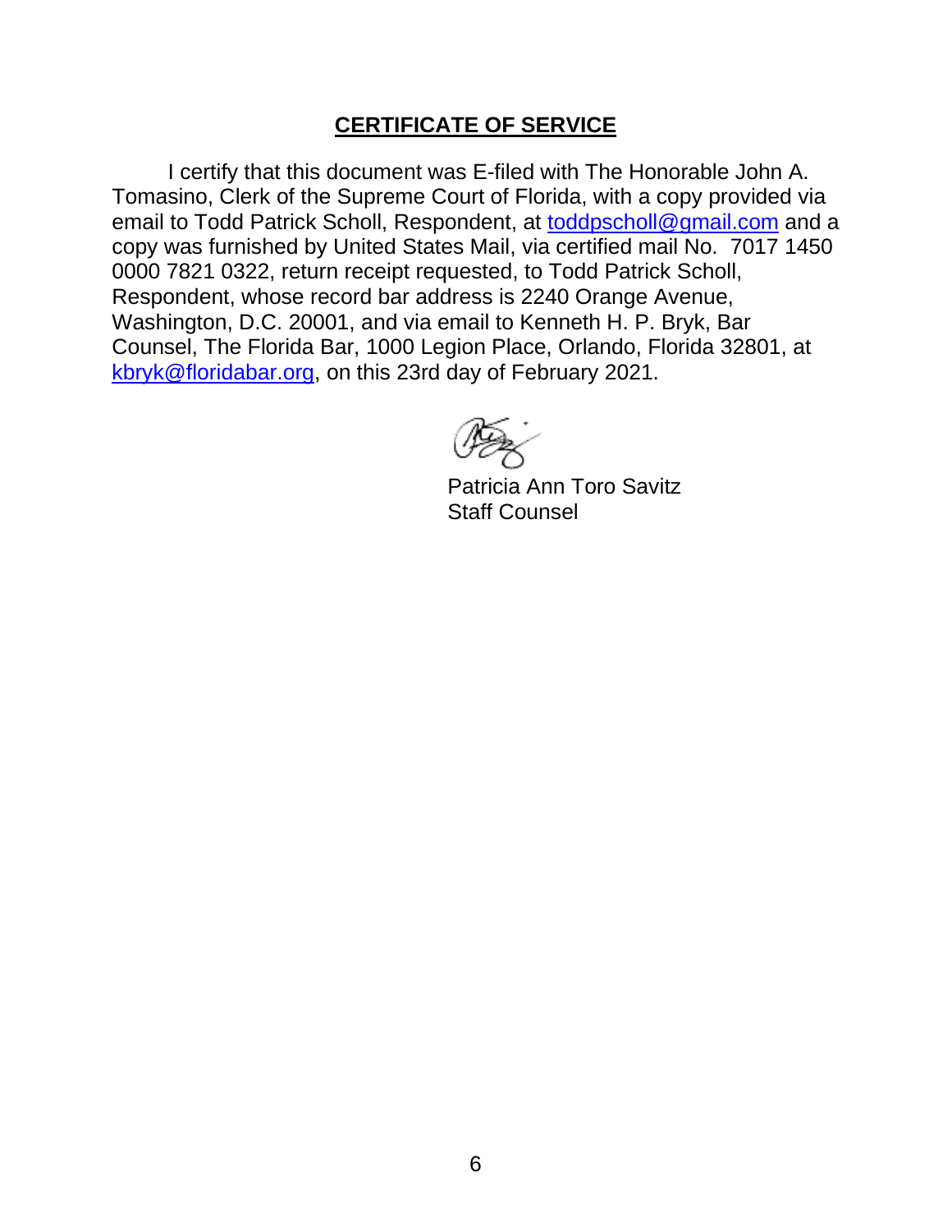## CERTIFICATE OF SERVICE

I certify that this document was E-filed with The Honorable John A. Tomasino, Clerk of the Supreme Court of Florida, with a copy provided via email to Todd Patrick Scholl, Respondent, at toddpscholl@gmail.com and a copy was furnished by United States Mail, via certified mail No. 7017 1450 0000 7821 0322, return receipt requested, to Todd Patrick Scholl, Respondent, whose record bar address is 2240 Orange Avenue, Washington, D.C. 20001, and via email to Kenneth H. P. Bryk, Bar Counsel, The Florida Bar, 1000 Legion Place, Orlando, Florida 32801, at kbryk@floridabar.org, on this 23rd day of February 2021.

Patricia Ann Toro Savitz
Staff Counsel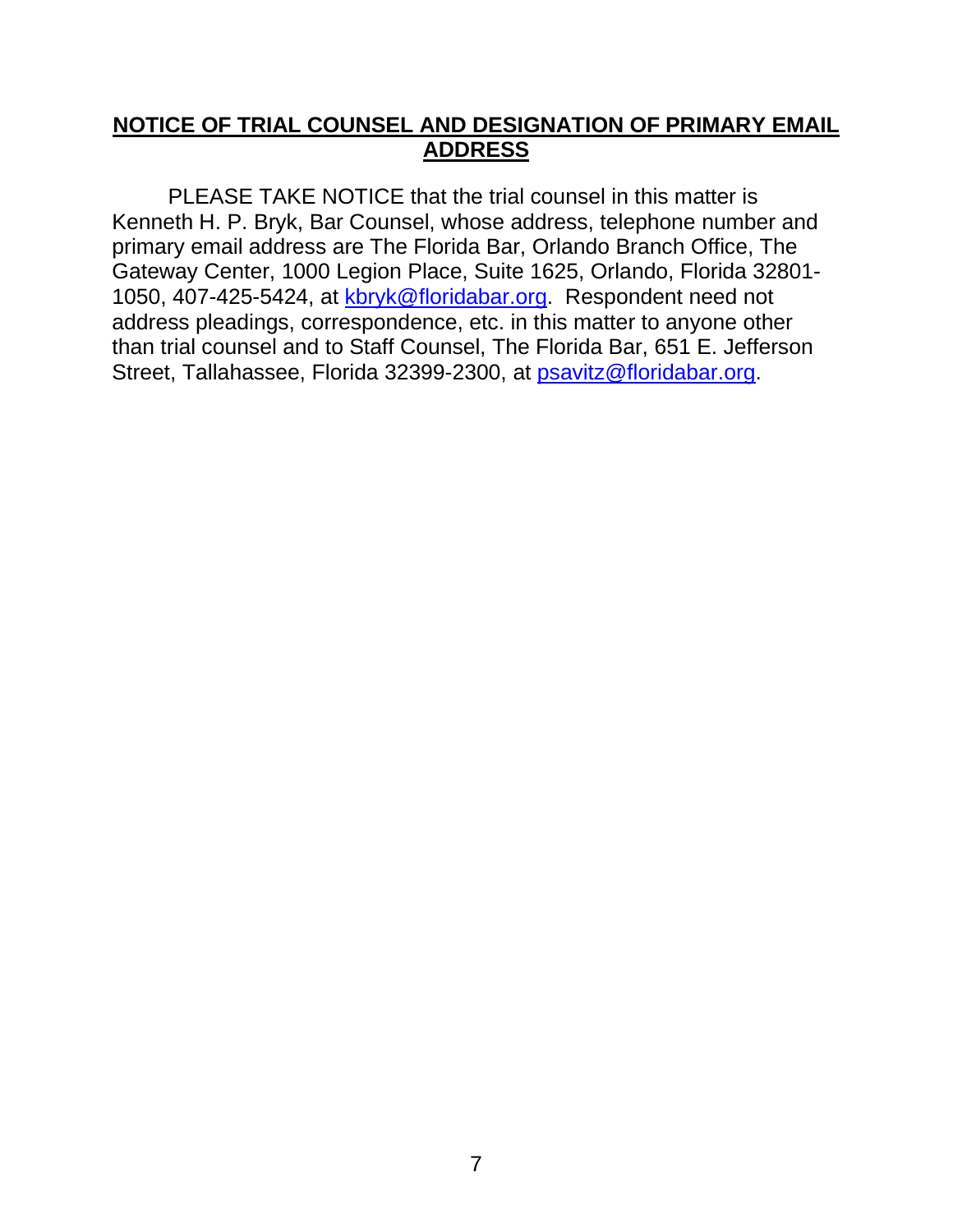**NOTICE OF TRIAL COUNSEL AND DESIGNATION OF PRIMARY EMAIL ADDRESS**

PLEASE TAKE NOTICE that the trial counsel in this matter is Kenneth H. P. Bryk, Bar Counsel, whose address, telephone number and primary email address are The Florida Bar, Orlando Branch Office, The Gateway Center, 1000 Legion Place, Suite 1625, Orlando, Florida 32801-1050, 407-425-5424, at kbryk@floridabar.org. Respondent need not address pleadings, correspondence, etc. in this matter to anyone other than trial counsel and to Staff Counsel, The Florida Bar, 651 E. Jefferson Street, Tallahassee, Florida 32399-2300, at psavitz@floridabar.org.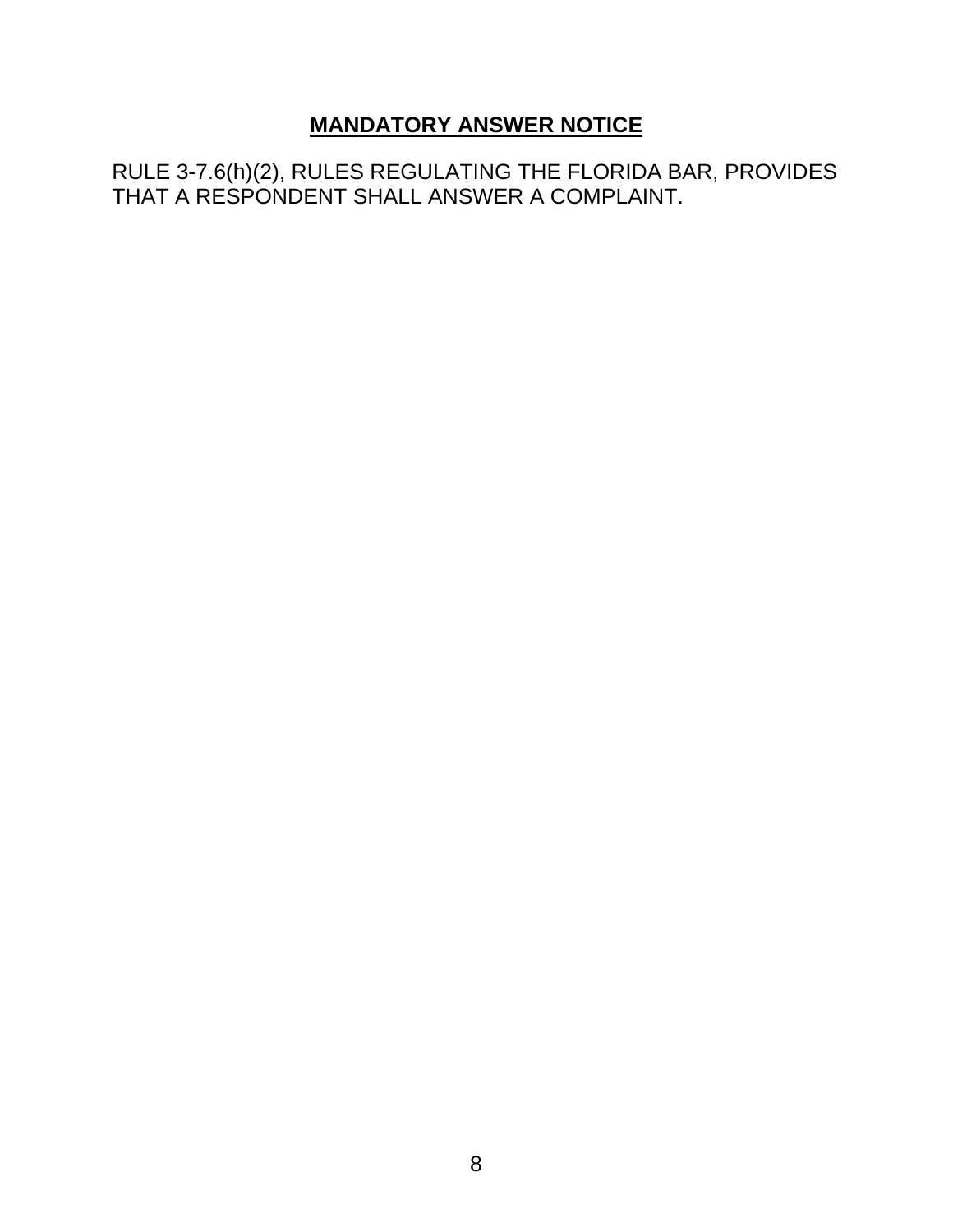## **MANDATORY ANSWER NOTICE**

RULE 3-7.6(h)(2), RULES REGULATING THE FLORIDA BAR, PROVIDES THAT A RESPONDENT SHALL ANSWER A COMPLAINT.